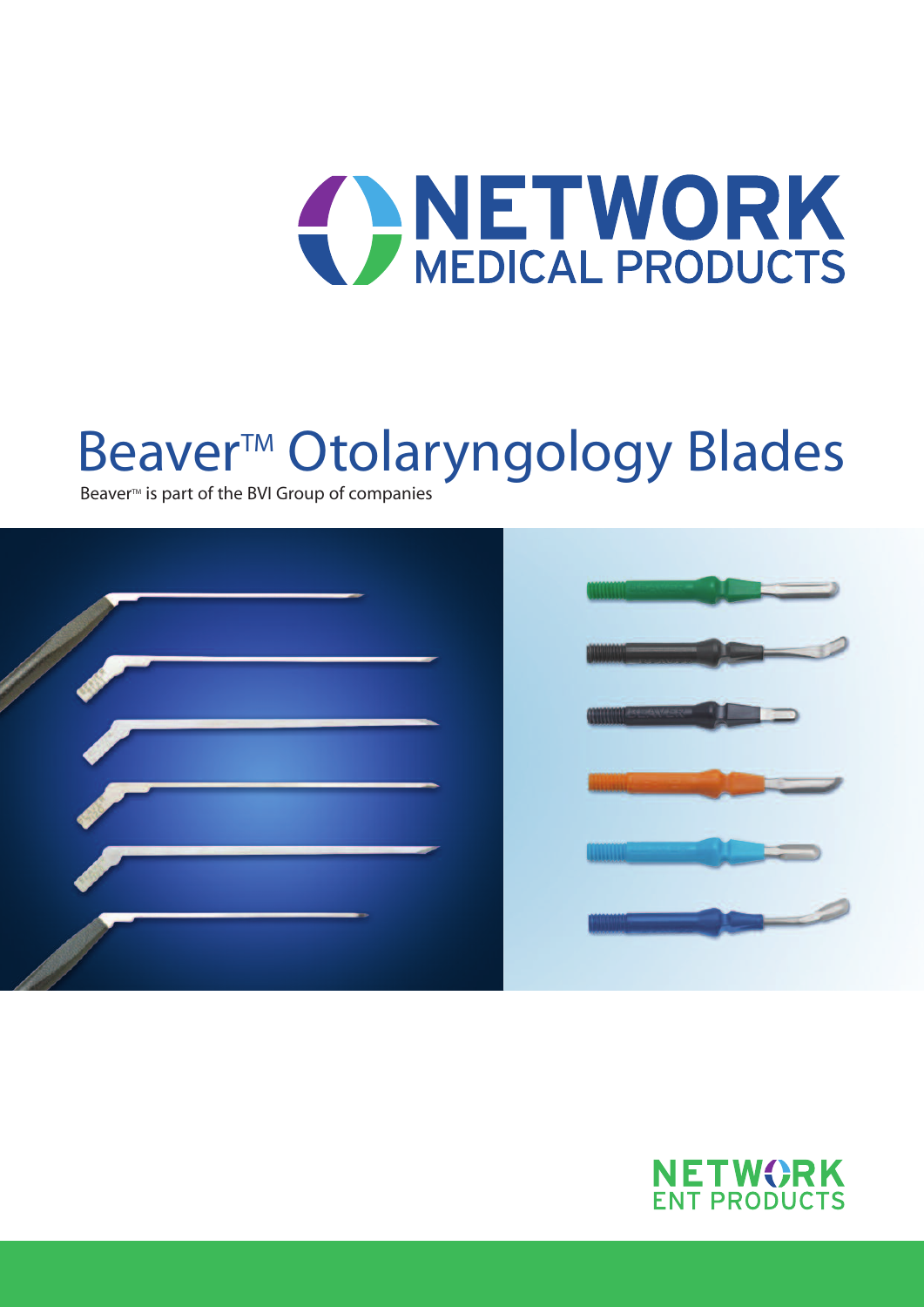NETWORK MEDICAL PRODUCTS

# Beaver™ Otolaryngology Blades

Beaver™ is part of the BVI Group of companies

NETWORK ENT PRODUCTS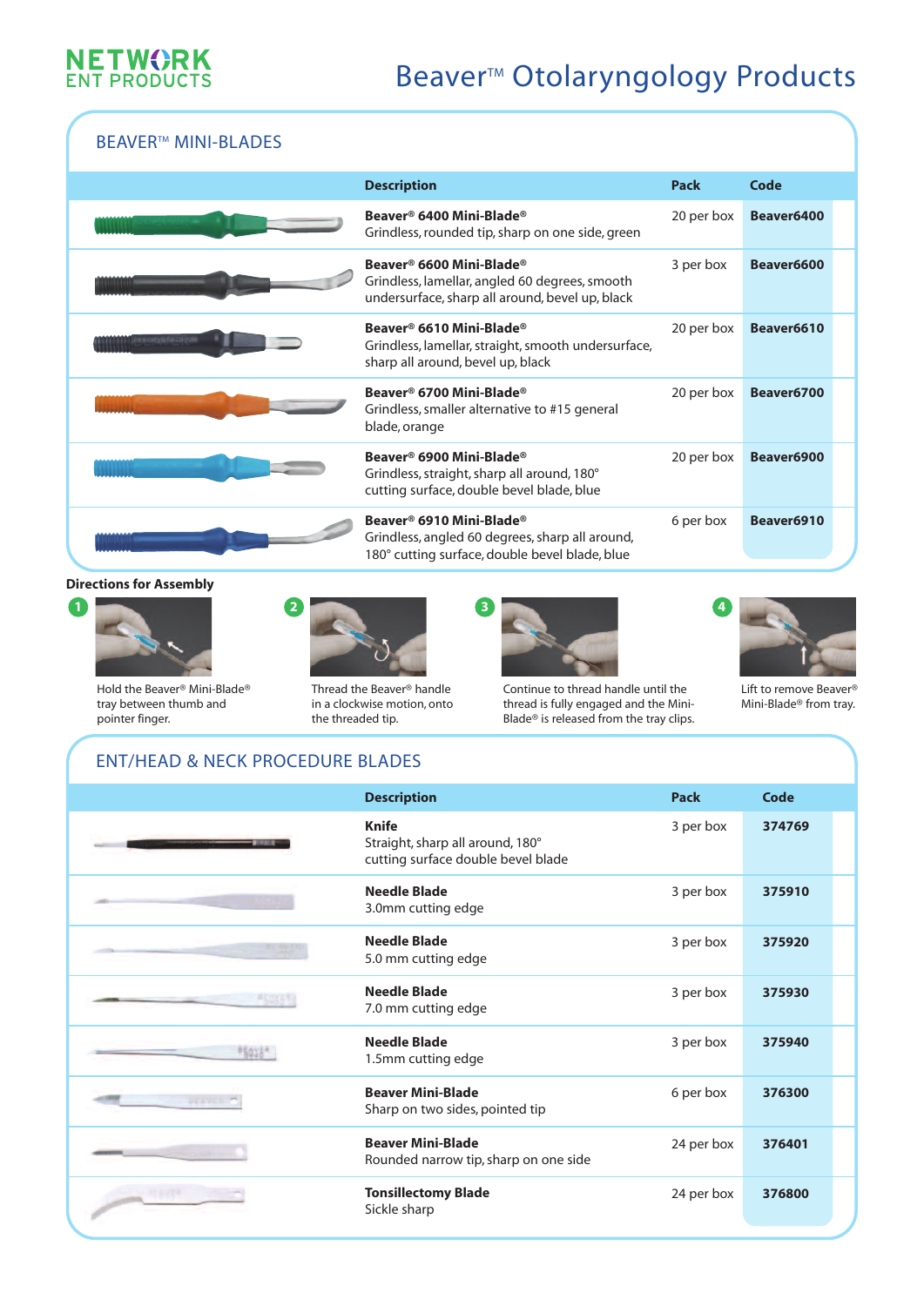# Beaver™ Otolaryngology Products

## BEAVER™ MINI-BLADES

| Description | Pack | Code |
|---|---|---|
| **Beaver® 6400 Mini-Blade®**<br>Grindless, rounded tip, sharp on one side, green | 20 per box | **Beaver6400** |
| **Beaver® 6600 Mini-Blade®**<br>Grindless, lamellar, angled 60 degrees, smooth undersurface, sharp all around, bevel up, black | 3 per box | **Beaver6600** |
| **Beaver® 6610 Mini-Blade®**<br>Grindless, lamellar, straight, smooth undersurface, sharp all around, bevel up, black | 20 per box | **Beaver6610** |
| **Beaver® 6700 Mini-Blade®**<br>Grindless, smaller alternative to #15 general blade, orange | 20 per box | **Beaver6700** |
| **Beaver® 6900 Mini-Blade®**<br>Grindless, straight, sharp all around, 180° cutting surface, double bevel blade, blue | 20 per box | **Beaver6900** |
| **Beaver® 6910 Mini-Blade®**<br>Grindless, angled 60 degrees, sharp all around, 180° cutting surface, double bevel blade, blue | 6 per box | **Beaver6910** |

**Directions for Assembly**

1. Hold the Beaver® Mini-Blade® tray between thumb and pointer finger.
2. Thread the Beaver® handle in a clockwise motion, onto the threaded tip.
3. Continue to thread handle until the thread is fully engaged and the Mini-Blade® is released from the tray clips.
4. Lift to remove Beaver® Mini-Blade® from tray.

## ENT/HEAD & NECK PROCEDURE BLADES

| Description | Pack | Code |
|---|---|---|
| **Knife**<br>Straight, sharp all around, 180° cutting surface double bevel blade | 3 per box | **374769** |
| **Needle Blade**<br>3.0mm cutting edge | 3 per box | **375910** |
| **Needle Blade**<br>5.0 mm cutting edge | 3 per box | **375920** |
| **Needle Blade**<br>7.0 mm cutting edge | 3 per box | **375930** |
| **Needle Blade**<br>1.5mm cutting edge | 3 per box | **375940** |
| **Beaver Mini-Blade**<br>Sharp on two sides, pointed tip | 6 per box | **376300** |
| **Beaver Mini-Blade**<br>Rounded narrow tip, sharp on one side | 24 per box | **376401** |
| **Tonsillectomy Blade**<br>Sickle sharp | 24 per box | **376800** |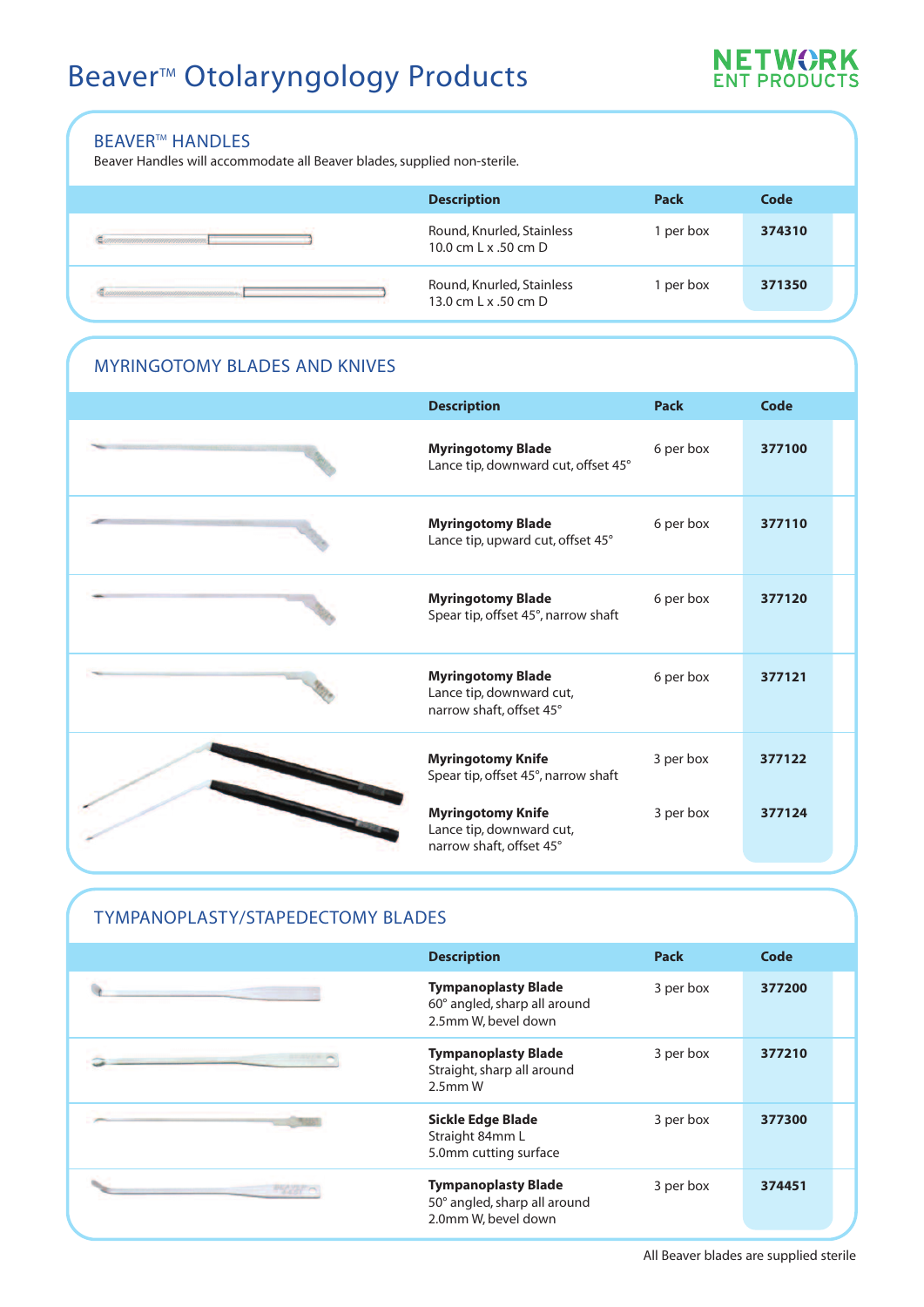# Beaver™ Otolaryngology Products

NETWORK ENT PRODUCTS

## BEAVER™ HANDLES

Beaver Handles will accommodate all Beaver blades, supplied non-sterile.

| Description | Pack | Code |
|---|---|---|
| Round, Knurled, Stainless 10.0 cm L x .50 cm D | 1 per box | **374310** |
| Round, Knurled, Stainless 13.0 cm L x .50 cm D | 1 per box | **371350** |

## MYRINGOTOMY BLADES AND KNIVES

| Description | Pack | Code |
|---|---|---|
| **Myringotomy Blade** Lance tip, downward cut, offset 45° | 6 per box | **377100** |
| **Myringotomy Blade** Lance tip, upward cut, offset 45° | 6 per box | **377110** |
| **Myringotomy Blade** Spear tip, offset 45°, narrow shaft | 6 per box | **377120** |
| **Myringotomy Blade** Lance tip, downward cut, narrow shaft, offset 45° | 6 per box | **377121** |
| **Myringotomy Knife** Spear tip, offset 45°, narrow shaft | 3 per box | **377122** |
| **Myringotomy Knife** Lance tip, downward cut, narrow shaft, offset 45° | 3 per box | **377124** |

## TYMPANOPLASTY/STAPEDECTOMY BLADES

| Description | Pack | Code |
|---|---|---|
| **Tympanoplasty Blade** 60° angled, sharp all around 2.5mm W, bevel down | 3 per box | **377200** |
| **Tympanoplasty Blade** Straight, sharp all around 2.5mm W | 3 per box | **377210** |
| **Sickle Edge Blade** Straight 84mm L 5.0mm cutting surface | 3 per box | **377300** |
| **Tympanoplasty Blade** 50° angled, sharp all around 2.0mm W, bevel down | 3 per box | **374451** |

All Beaver blades are supplied sterile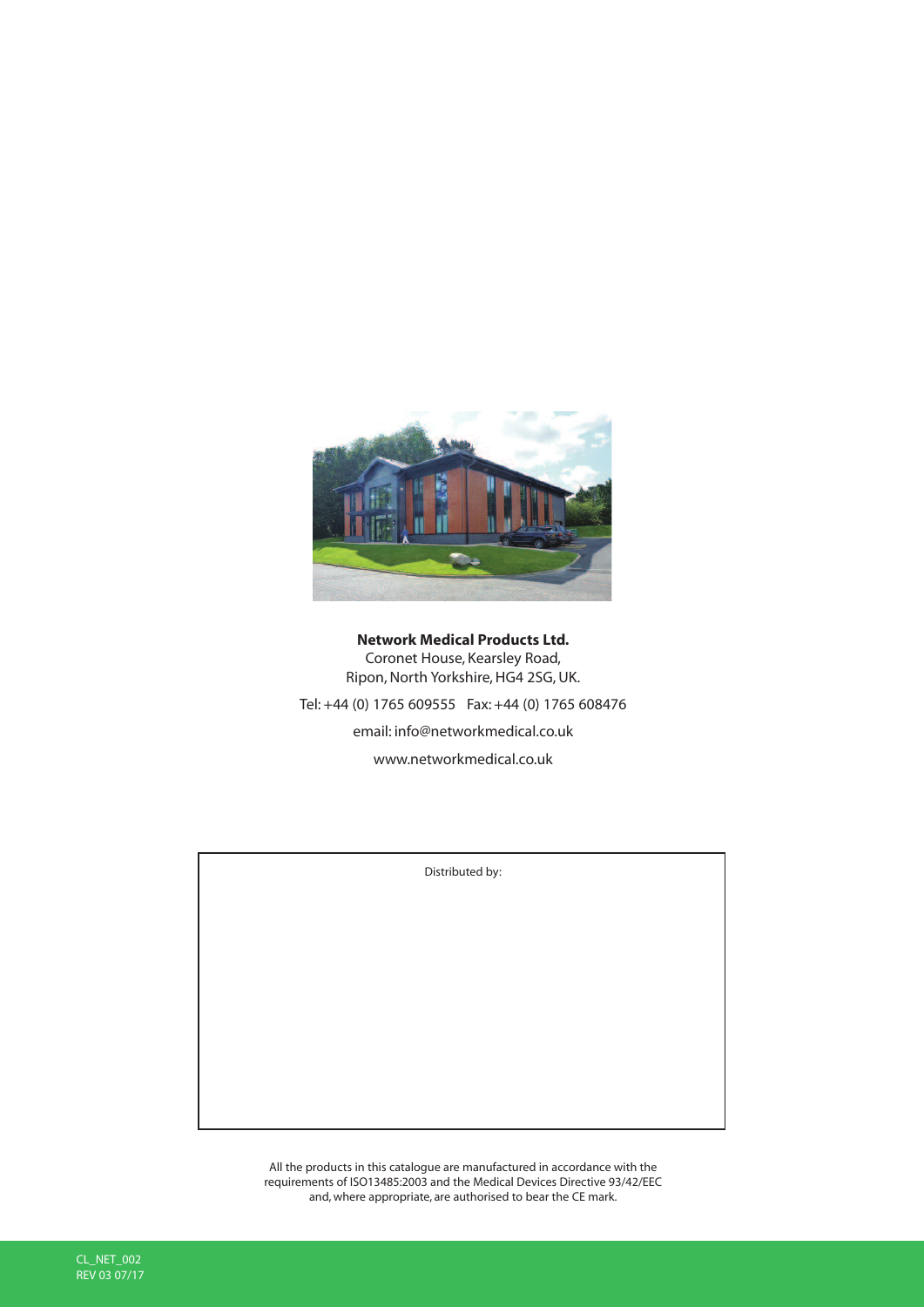**Network Medical Products Ltd.**
Coronet House, Kearsley Road,
Ripon, North Yorkshire, HG4 2SG, UK.

Tel: +44 (0) 1765 609555   Fax: +44 (0) 1765 608476

email: info@networkmedical.co.uk

www.networkmedical.co.uk

Distributed by:

All the products in this catalogue are manufactured in accordance with the requirements of ISO13485:2003 and the Medical Devices Directive 93/42/EEC and, where appropriate, are authorised to bear the CE mark.

CL_NET_002
REV 03 07/17